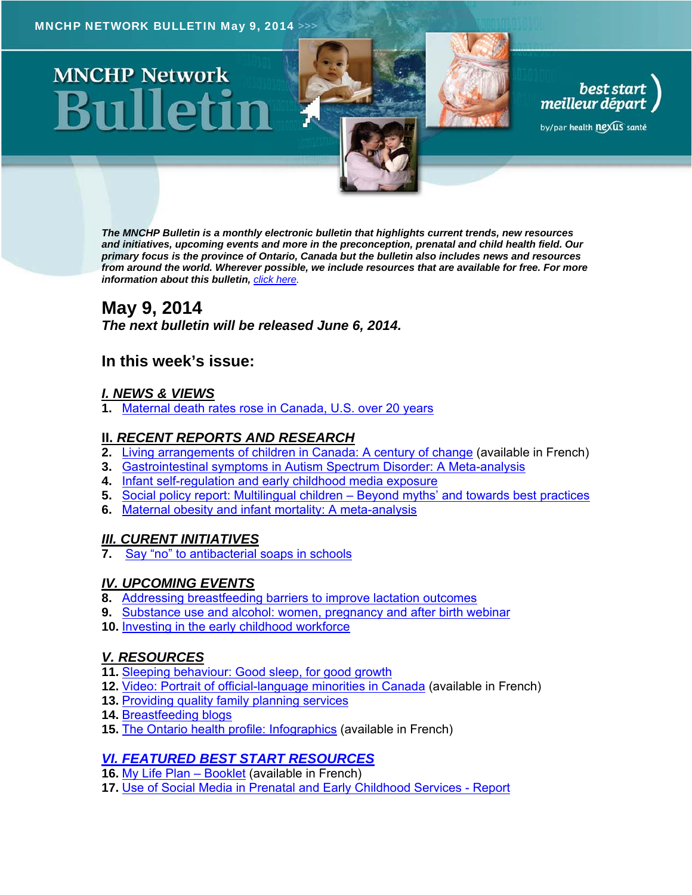MNCHP NETWORK BULLETIN May 9, 2014 >>>

# MNCHP Network Bulletin

best start meilleur départ

by/par health nexus santé

*The MNCHP Bulletin is a monthly electronic bulletin that highlights current trends, new resources and initiatives, upcoming events and more in the preconception, prenatal and child health field. Our primary focus is the province of Ontario, Canada but the bulletin also includes news and resources from around the world. Wherever possible, we include resources that are available for free. For more information about this bulletin, click here.*

## May 9, 2014

***The next bulletin will be released June 6, 2014.***

## In this week's issue:

### I. NEWS & VIEWS

1. Maternal death rates rose in Canada, U.S. over 20 years

### II. RECENT REPORTS AND RESEARCH

2. Living arrangements of children in Canada: A century of change (available in French)
3. Gastrointestinal symptoms in Autism Spectrum Disorder: A Meta-analysis
4. Infant self-regulation and early childhood media exposure
5. Social policy report: Multilingual children – Beyond myths' and towards best practices
6. Maternal obesity and infant mortality: A meta-analysis

### III. CURENT INITIATIVES

7. Say "no" to antibacterial soaps in schools

### IV. UPCOMING EVENTS

8. Addressing breastfeeding barriers to improve lactation outcomes
9. Substance use and alcohol: women, pregnancy and after birth webinar
10. Investing in the early childhood workforce

### V. RESOURCES

11. Sleeping behaviour: Good sleep, for good growth
12. Video: Portrait of official-language minorities in Canada (available in French)
13. Providing quality family planning services
14. Breastfeeding blogs
15. The Ontario health profile: Infographics (available in French)

### VI. FEATURED BEST START RESOURCES

16. My Life Plan – Booklet (available in French)
17. Use of Social Media in Prenatal and Early Childhood Services - Report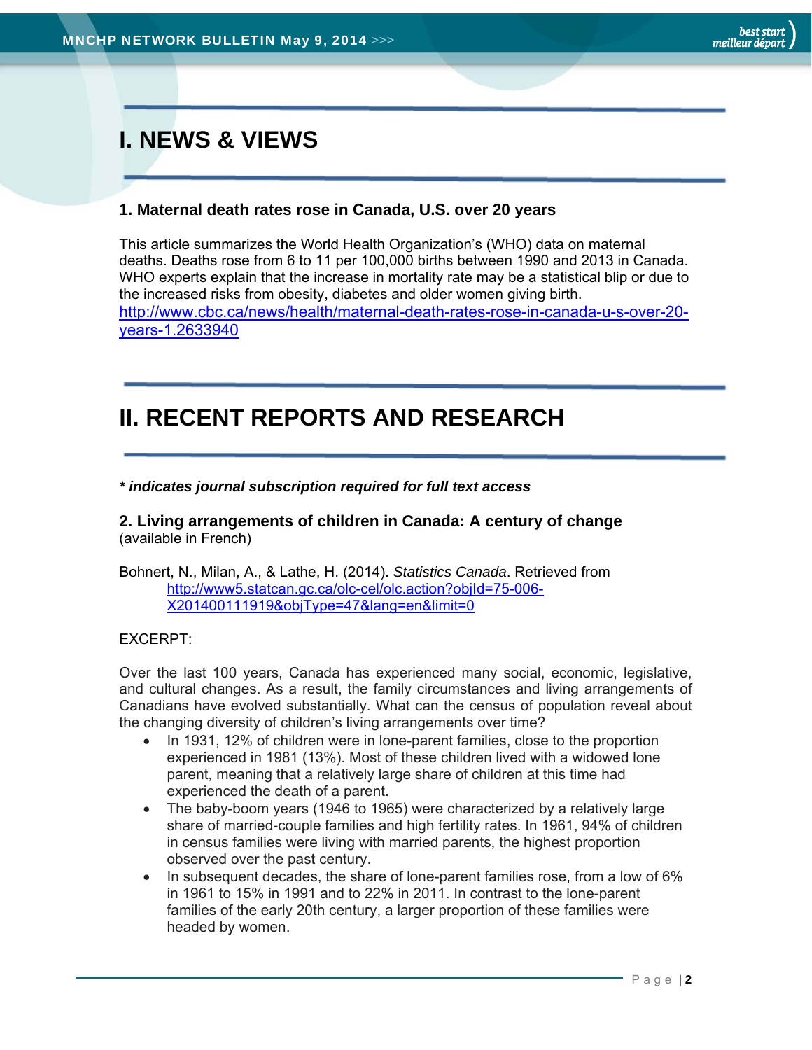# I. NEWS & VIEWS

### 1. Maternal death rates rose in Canada, U.S. over 20 years

This article summarizes the World Health Organization's (WHO) data on maternal deaths. Deaths rose from 6 to 11 per 100,000 births between 1990 and 2013 in Canada. WHO experts explain that the increase in mortality rate may be a statistical blip or due to the increased risks from obesity, diabetes and older women giving birth.
http://www.cbc.ca/news/health/maternal-death-rates-rose-in-canada-u-s-over-20-years-1.2633940

# II. RECENT REPORTS AND RESEARCH

***\* indicates journal subscription required for full text access***

### 2. Living arrangements of children in Canada: A century of change

(available in French)

Bohnert, N., Milan, A., & Lathe, H. (2014). *Statistics Canada*. Retrieved from
http://www5.statcan.gc.ca/olc-cel/olc.action?objId=75-006-X201400111919&objType=47&lang=en&limit=0

EXCERPT:

Over the last 100 years, Canada has experienced many social, economic, legislative, and cultural changes. As a result, the family circumstances and living arrangements of Canadians have evolved substantially. What can the census of population reveal about the changing diversity of children's living arrangements over time?

- In 1931, 12% of children were in lone-parent families, close to the proportion experienced in 1981 (13%). Most of these children lived with a widowed lone parent, meaning that a relatively large share of children at this time had experienced the death of a parent.
- The baby-boom years (1946 to 1965) were characterized by a relatively large share of married-couple families and high fertility rates. In 1961, 94% of children in census families were living with married parents, the highest proportion observed over the past century.
- In subsequent decades, the share of lone-parent families rose, from a low of 6% in 1961 to 15% in 1991 and to 22% in 2011. In contrast to the lone-parent families of the early 20th century, a larger proportion of these families were headed by women.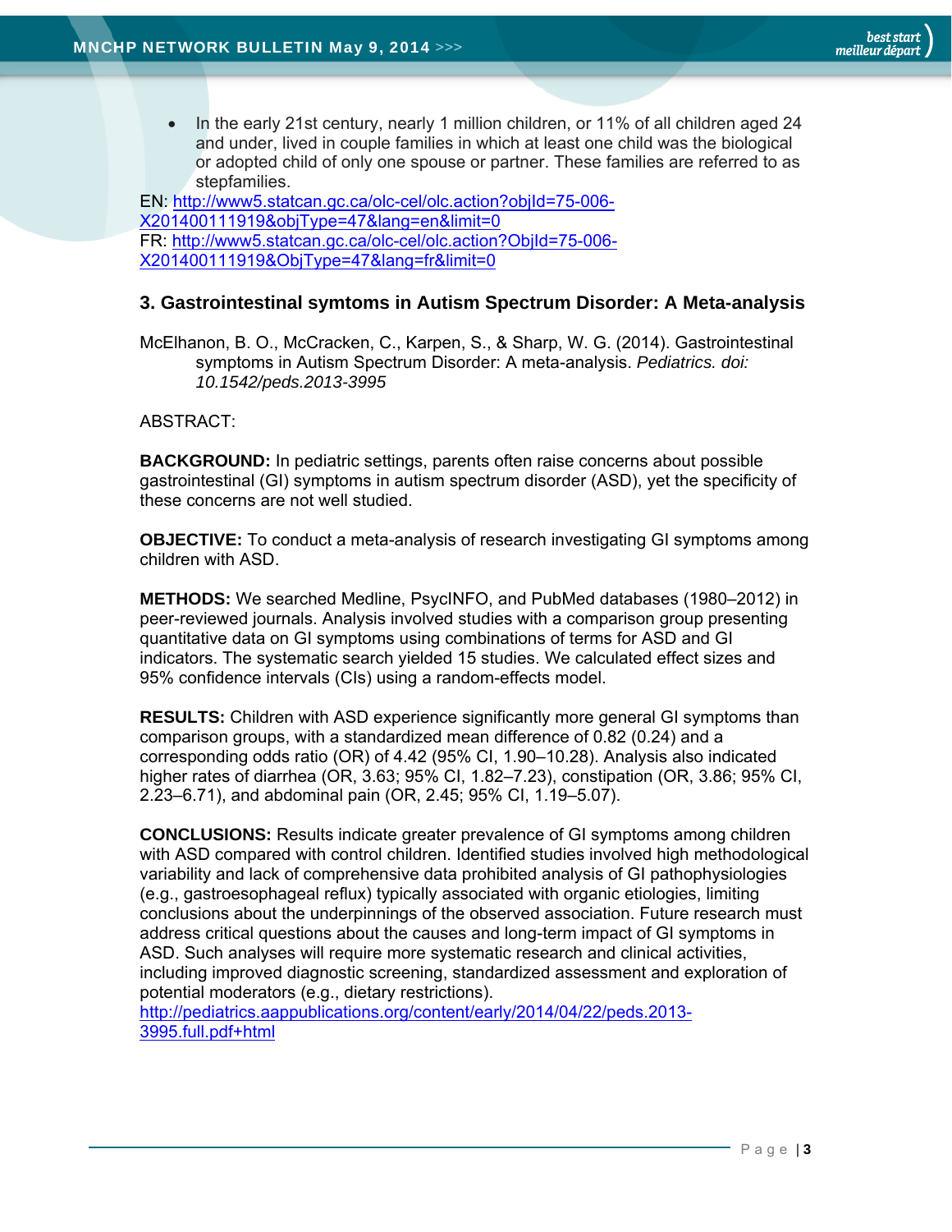- In the early 21st century, nearly 1 million children, or 11% of all children aged 24 and under, lived in couple families in which at least one child was the biological or adopted child of only one spouse or partner. These families are referred to as stepfamilies.

EN: http://www5.statcan.gc.ca/olc-cel/olc.action?objId=75-006-X201400111919&objType=47&lang=en&limit=0
FR: http://www5.statcan.gc.ca/olc-cel/olc.action?ObjId=75-006-X201400111919&ObjType=47&lang=fr&limit=0

### 3. Gastrointestinal symtoms in Autism Spectrum Disorder: A Meta-analysis

McElhanon, B. O., McCracken, C., Karpen, S., & Sharp, W. G. (2014). Gastrointestinal symptoms in Autism Spectrum Disorder: A meta-analysis. *Pediatrics. doi: 10.1542/peds.2013-3995*

ABSTRACT:

**BACKGROUND:** In pediatric settings, parents often raise concerns about possible gastrointestinal (GI) symptoms in autism spectrum disorder (ASD), yet the specificity of these concerns are not well studied.

**OBJECTIVE:** To conduct a meta-analysis of research investigating GI symptoms among children with ASD.

**METHODS:** We searched Medline, PsycINFO, and PubMed databases (1980–2012) in peer-reviewed journals. Analysis involved studies with a comparison group presenting quantitative data on GI symptoms using combinations of terms for ASD and GI indicators. The systematic search yielded 15 studies. We calculated effect sizes and 95% confidence intervals (CIs) using a random-effects model.

**RESULTS:** Children with ASD experience significantly more general GI symptoms than comparison groups, with a standardized mean difference of 0.82 (0.24) and a corresponding odds ratio (OR) of 4.42 (95% CI, 1.90–10.28). Analysis also indicated higher rates of diarrhea (OR, 3.63; 95% CI, 1.82–7.23), constipation (OR, 3.86; 95% CI, 2.23–6.71), and abdominal pain (OR, 2.45; 95% CI, 1.19–5.07).

**CONCLUSIONS:** Results indicate greater prevalence of GI symptoms among children with ASD compared with control children. Identified studies involved high methodological variability and lack of comprehensive data prohibited analysis of GI pathophysiologies (e.g., gastroesophageal reflux) typically associated with organic etiologies, limiting conclusions about the underpinnings of the observed association. Future research must address critical questions about the causes and long-term impact of GI symptoms in ASD. Such analyses will require more systematic research and clinical activities, including improved diagnostic screening, standardized assessment and exploration of potential moderators (e.g., dietary restrictions).
http://pediatrics.aappublications.org/content/early/2014/04/22/peds.2013-3995.full.pdf+html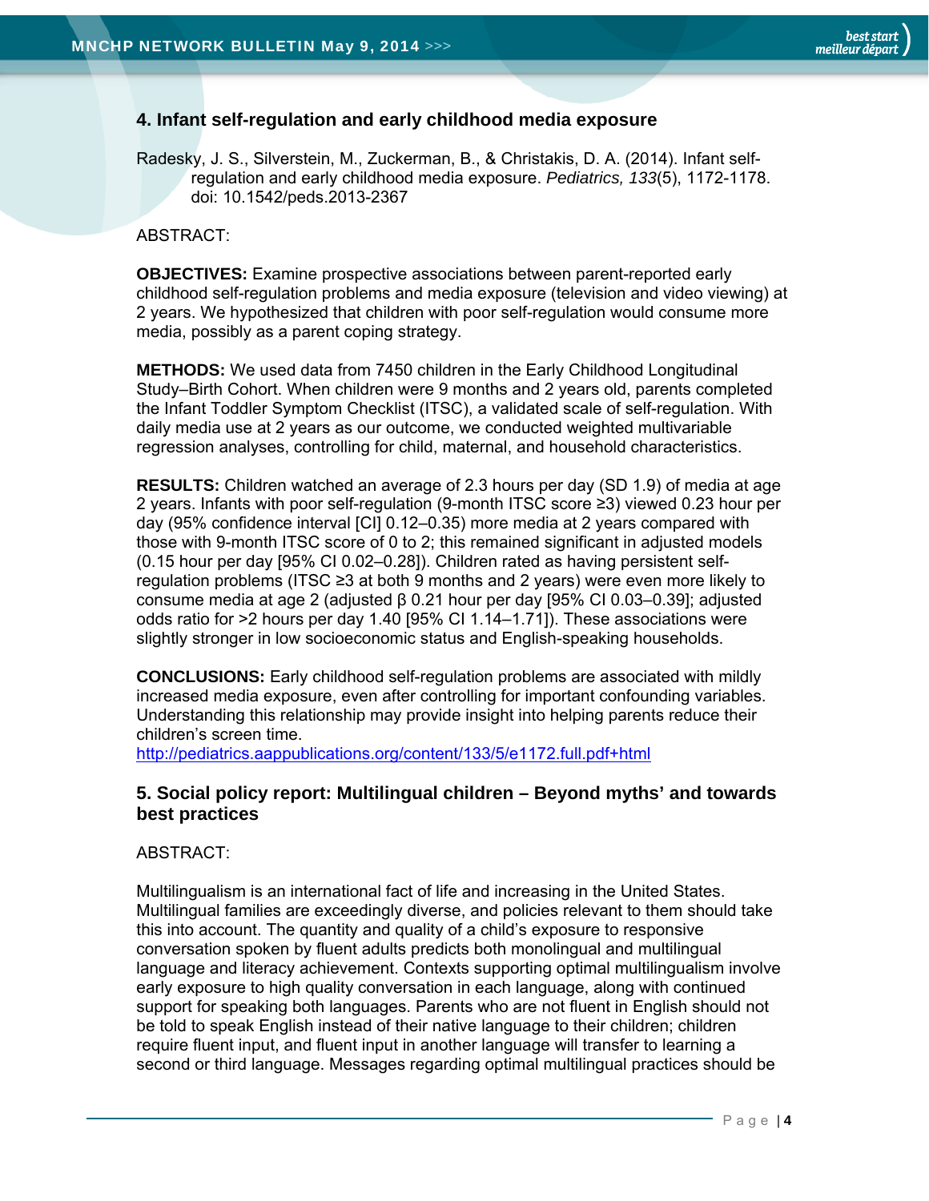## 4. Infant self-regulation and early childhood media exposure

Radesky, J. S., Silverstein, M., Zuckerman, B., & Christakis, D. A. (2014). Infant self-regulation and early childhood media exposure. *Pediatrics, 133*(5), 1172-1178. doi: 10.1542/peds.2013-2367

ABSTRACT:

**OBJECTIVES:** Examine prospective associations between parent-reported early childhood self-regulation problems and media exposure (television and video viewing) at 2 years. We hypothesized that children with poor self-regulation would consume more media, possibly as a parent coping strategy.

**METHODS:** We used data from 7450 children in the Early Childhood Longitudinal Study–Birth Cohort. When children were 9 months and 2 years old, parents completed the Infant Toddler Symptom Checklist (ITSC), a validated scale of self-regulation. With daily media use at 2 years as our outcome, we conducted weighted multivariable regression analyses, controlling for child, maternal, and household characteristics.

**RESULTS:** Children watched an average of 2.3 hours per day (SD 1.9) of media at age 2 years. Infants with poor self-regulation (9-month ITSC score ≥3) viewed 0.23 hour per day (95% confidence interval [CI] 0.12–0.35) more media at 2 years compared with those with 9-month ITSC score of 0 to 2; this remained significant in adjusted models (0.15 hour per day [95% CI 0.02–0.28]). Children rated as having persistent self-regulation problems (ITSC ≥3 at both 9 months and 2 years) were even more likely to consume media at age 2 (adjusted β 0.21 hour per day [95% CI 0.03–0.39]; adjusted odds ratio for >2 hours per day 1.40 [95% CI 1.14–1.71]). These associations were slightly stronger in low socioeconomic status and English-speaking households.

**CONCLUSIONS:** Early childhood self-regulation problems are associated with mildly increased media exposure, even after controlling for important confounding variables. Understanding this relationship may provide insight into helping parents reduce their children's screen time.
http://pediatrics.aappublications.org/content/133/5/e1172.full.pdf+html

## 5. Social policy report: Multilingual children – Beyond myths' and towards best practices

ABSTRACT:

Multilingualism is an international fact of life and increasing in the United States. Multilingual families are exceedingly diverse, and policies relevant to them should take this into account. The quantity and quality of a child's exposure to responsive conversation spoken by fluent adults predicts both monolingual and multilingual language and literacy achievement. Contexts supporting optimal multilingualism involve early exposure to high quality conversation in each language, along with continued support for speaking both languages. Parents who are not fluent in English should not be told to speak English instead of their native language to their children; children require fluent input, and fluent input in another language will transfer to learning a second or third language. Messages regarding optimal multilingual practices should be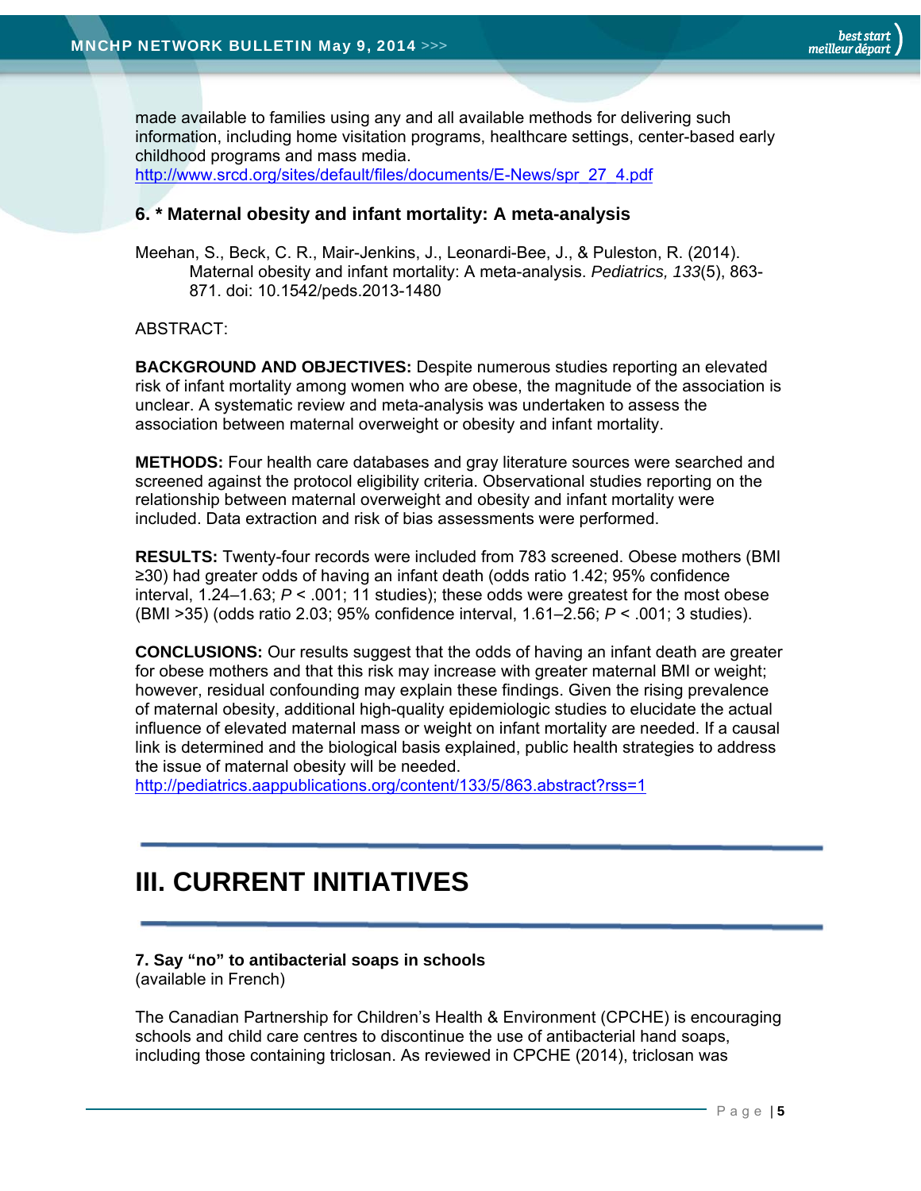made available to families using any and all available methods for delivering such information, including home visitation programs, healthcare settings, center-based early childhood programs and mass media.
http://www.srcd.org/sites/default/files/documents/E-News/spr_27_4.pdf

### 6. * Maternal obesity and infant mortality: A meta-analysis

Meehan, S., Beck, C. R., Mair-Jenkins, J., Leonardi-Bee, J., & Puleston, R. (2014). Maternal obesity and infant mortality: A meta-analysis. *Pediatrics, 133*(5), 863-871. doi: 10.1542/peds.2013-1480

ABSTRACT:

**BACKGROUND AND OBJECTIVES:** Despite numerous studies reporting an elevated risk of infant mortality among women who are obese, the magnitude of the association is unclear. A systematic review and meta-analysis was undertaken to assess the association between maternal overweight or obesity and infant mortality.

**METHODS:** Four health care databases and gray literature sources were searched and screened against the protocol eligibility criteria. Observational studies reporting on the relationship between maternal overweight and obesity and infant mortality were included. Data extraction and risk of bias assessments were performed.

**RESULTS:** Twenty-four records were included from 783 screened. Obese mothers (BMI ≥30) had greater odds of having an infant death (odds ratio 1.42; 95% confidence interval, 1.24–1.63; $P < .001$; 11 studies); these odds were greatest for the most obese (BMI >35) (odds ratio 2.03; 95% confidence interval, 1.61–2.56; $P < .001$; 3 studies).

**CONCLUSIONS:** Our results suggest that the odds of having an infant death are greater for obese mothers and that this risk may increase with greater maternal BMI or weight; however, residual confounding may explain these findings. Given the rising prevalence of maternal obesity, additional high-quality epidemiologic studies to elucidate the actual influence of elevated maternal mass or weight on infant mortality are needed. If a causal link is determined and the biological basis explained, public health strategies to address the issue of maternal obesity will be needed.
http://pediatrics.aappublications.org/content/133/5/863.abstract?rss=1

---

## III. CURRENT INITIATIVES

---

### 7. Say "no" to antibacterial soaps in schools

(available in French)

The Canadian Partnership for Children's Health & Environment (CPCHE) is encouraging schools and child care centres to discontinue the use of antibacterial hand soaps, including those containing triclosan. As reviewed in CPCHE (2014), triclosan was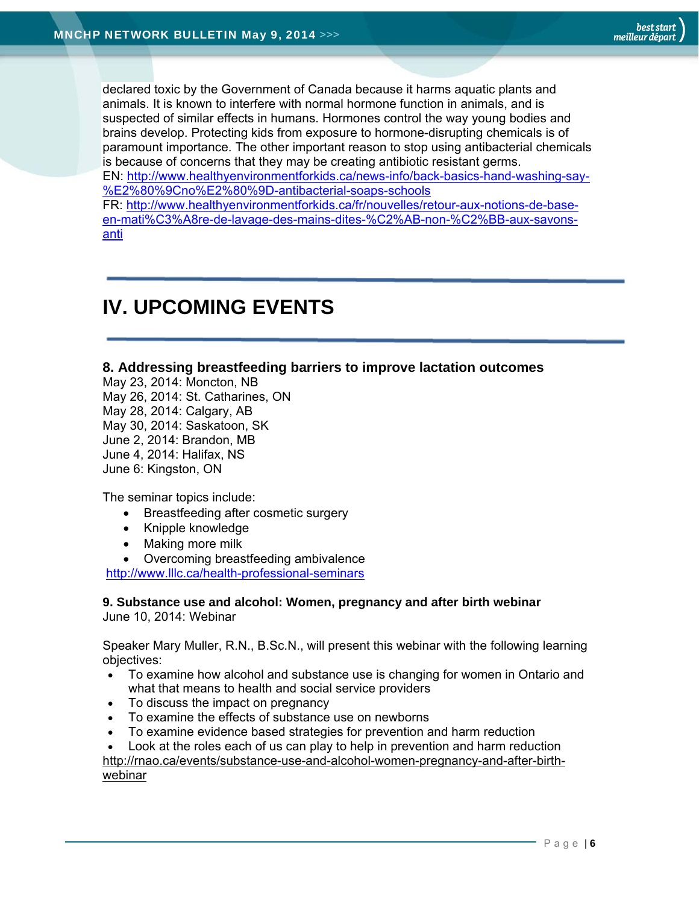declared toxic by the Government of Canada because it harms aquatic plants and animals. It is known to interfere with normal hormone function in animals, and is suspected of similar effects in humans. Hormones control the way young bodies and brains develop. Protecting kids from exposure to hormone-disrupting chemicals is of paramount importance. The other important reason to stop using antibacterial chemicals is because of concerns that they may be creating antibiotic resistant germs.
EN: http://www.healthyenvironmentforkids.ca/news-info/back-basics-hand-washing-say-%E2%80%9Cno%E2%80%9D-antibacterial-soaps-schools
FR: http://www.healthyenvironmentforkids.ca/fr/nouvelles/retour-aux-notions-de-base-en-mati%C3%A8re-de-lavage-des-mains-dites-%C2%AB-non-%C2%BB-aux-savons-anti

# IV. UPCOMING EVENTS

### 8. Addressing breastfeeding barriers to improve lactation outcomes

May 23, 2014: Moncton, NB
May 26, 2014: St. Catharines, ON
May 28, 2014: Calgary, AB
May 30, 2014: Saskatoon, SK
June 2, 2014: Brandon, MB
June 4, 2014: Halifax, NS
June 6: Kingston, ON

The seminar topics include:

- Breastfeeding after cosmetic surgery
- Knipple knowledge
- Making more milk
- Overcoming breastfeeding ambivalence

http://www.lllc.ca/health-professional-seminars

### 9. Substance use and alcohol: Women, pregnancy and after birth webinar

June 10, 2014: Webinar

Speaker Mary Muller, R.N., B.Sc.N., will present this webinar with the following learning objectives:

- To examine how alcohol and substance use is changing for women in Ontario and what that means to health and social service providers
- To discuss the impact on pregnancy
- To examine the effects of substance use on newborns
- To examine evidence based strategies for prevention and harm reduction
- Look at the roles each of us can play to help in prevention and harm reduction

http://rnao.ca/events/substance-use-and-alcohol-women-pregnancy-and-after-birth-webinar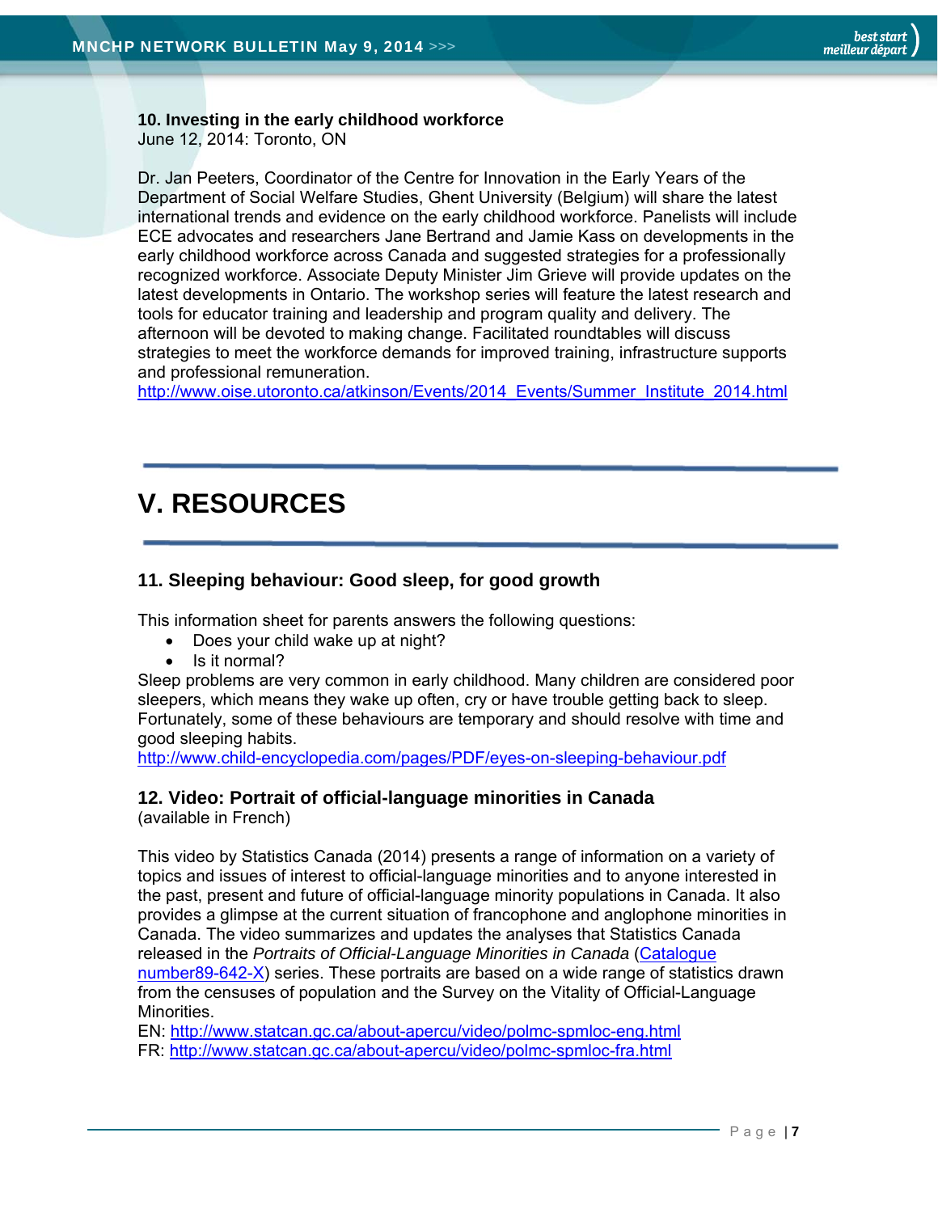### 10. Investing in the early childhood workforce

June 12, 2014: Toronto, ON

Dr. Jan Peeters, Coordinator of the Centre for Innovation in the Early Years of the Department of Social Welfare Studies, Ghent University (Belgium) will share the latest international trends and evidence on the early childhood workforce. Panelists will include ECE advocates and researchers Jane Bertrand and Jamie Kass on developments in the early childhood workforce across Canada and suggested strategies for a professionally recognized workforce. Associate Deputy Minister Jim Grieve will provide updates on the latest developments in Ontario. The workshop series will feature the latest research and tools for educator training and leadership and program quality and delivery. The afternoon will be devoted to making change. Facilitated roundtables will discuss strategies to meet the workforce demands for improved training, infrastructure supports and professional remuneration.
http://www.oise.utoronto.ca/atkinson/Events/2014_Events/Summer_Institute_2014.html

---

# V. RESOURCES

---

### 11. Sleeping behaviour: Good sleep, for good growth

This information sheet for parents answers the following questions:

- Does your child wake up at night?
- Is it normal?

Sleep problems are very common in early childhood. Many children are considered poor sleepers, which means they wake up often, cry or have trouble getting back to sleep. Fortunately, some of these behaviours are temporary and should resolve with time and good sleeping habits.
http://www.child-encyclopedia.com/pages/PDF/eyes-on-sleeping-behaviour.pdf

### 12. Video: Portrait of official-language minorities in Canada

(available in French)

This video by Statistics Canada (2014) presents a range of information on a variety of topics and issues of interest to official-language minorities and to anyone interested in the past, present and future of official-language minority populations in Canada. It also provides a glimpse at the current situation of francophone and anglophone minorities in Canada. The video summarizes and updates the analyses that Statistics Canada released in the *Portraits of Official-Language Minorities in Canada* (Catalogue number89-642-X) series. These portraits are based on a wide range of statistics drawn from the censuses of population and the Survey on the Vitality of Official-Language Minorities.

EN: http://www.statcan.gc.ca/about-apercu/video/polmc-spmloc-eng.html
FR: http://www.statcan.gc.ca/about-apercu/video/polmc-spmloc-fra.html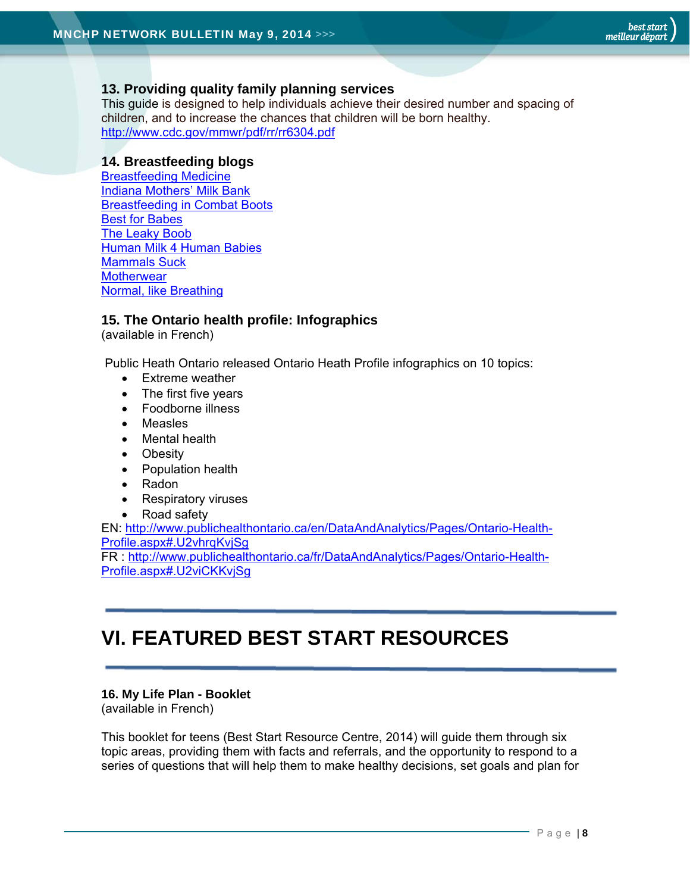### 13. Providing quality family planning services

This guide is designed to help individuals achieve their desired number and spacing of children, and to increase the chances that children will be born healthy.
http://www.cdc.gov/mmwr/pdf/rr/rr6304.pdf

### 14. Breastfeeding blogs

Breastfeeding Medicine
Indiana Mothers' Milk Bank
Breastfeeding in Combat Boots
Best for Babes
The Leaky Boob
Human Milk 4 Human Babies
Mammals Suck
Motherwear
Normal, like Breathing

### 15. The Ontario health profile: Infographics

(available in French)

Public Heath Ontario released Ontario Heath Profile infographics on 10 topics:

- Extreme weather
- The first five years
- Foodborne illness
- Measles
- Mental health
- Obesity
- Population health
- Radon
- Respiratory viruses
- Road safety

EN: http://www.publichealthontario.ca/en/DataAndAnalytics/Pages/Ontario-Health-Profile.aspx#.U2vhrqKvjSg
FR : http://www.publichealthontario.ca/fr/DataAndAnalytics/Pages/Ontario-Health-Profile.aspx#.U2viCKKvjSg

---

# VI. FEATURED BEST START RESOURCES

---

### 16. My Life Plan - Booklet

(available in French)

This booklet for teens (Best Start Resource Centre, 2014) will guide them through six topic areas, providing them with facts and referrals, and the opportunity to respond to a series of questions that will help them to make healthy decisions, set goals and plan for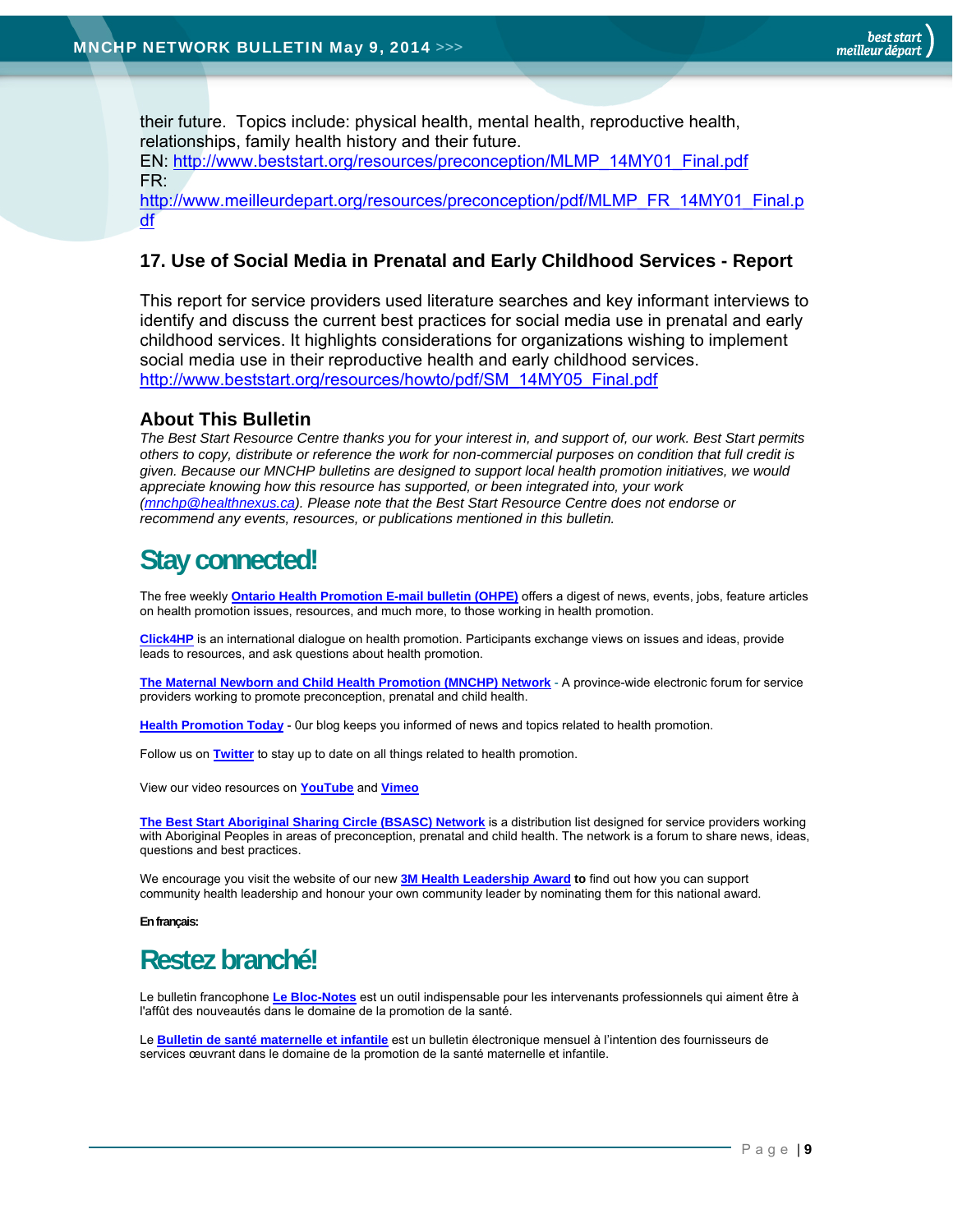their future. Topics include: physical health, mental health, reproductive health, relationships, family health history and their future.
EN: http://www.beststart.org/resources/preconception/MLMP_14MY01_Final.pdf
FR:
http://www.meilleurdepart.org/resources/preconception/pdf/MLMP_FR_14MY01_Final.pdf

### 17. Use of Social Media in Prenatal and Early Childhood Services - Report

This report for service providers used literature searches and key informant interviews to identify and discuss the current best practices for social media use in prenatal and early childhood services. It highlights considerations for organizations wishing to implement social media use in their reproductive health and early childhood services.
http://www.beststart.org/resources/howto/pdf/SM_14MY05_Final.pdf

### About This Bulletin

*The Best Start Resource Centre thanks you for your interest in, and support of, our work. Best Start permits others to copy, distribute or reference the work for non-commercial purposes on condition that full credit is given. Because our MNCHP bulletins are designed to support local health promotion initiatives, we would appreciate knowing how this resource has supported, or been integrated into, your work (mnchp@healthnexus.ca). Please note that the Best Start Resource Centre does not endorse or recommend any events, resources, or publications mentioned in this bulletin.*

## Stay connected!

The free weekly **Ontario Health Promotion E-mail bulletin (OHPE)** offers a digest of news, events, jobs, feature articles on health promotion issues, resources, and much more, to those working in health promotion.

**Click4HP** is an international dialogue on health promotion. Participants exchange views on issues and ideas, provide leads to resources, and ask questions about health promotion.

**The Maternal Newborn and Child Health Promotion (MNCHP) Network** - A province-wide electronic forum for service providers working to promote preconception, prenatal and child health.

**Health Promotion Today** - 0ur blog keeps you informed of news and topics related to health promotion.

Follow us on **Twitter** to stay up to date on all things related to health promotion.

View our video resources on **YouTube** and **Vimeo**

**The Best Start Aboriginal Sharing Circle (BSASC) Network** is a distribution list designed for service providers working with Aboriginal Peoples in areas of preconception, prenatal and child health. The network is a forum to share news, ideas, questions and best practices.

We encourage you visit the website of our new **3M Health Leadership Award** **to** find out how you can support community health leadership and honour your own community leader by nominating them for this national award.

**En français:**

## Restez branché!

Le bulletin francophone **Le Bloc-Notes** est un outil indispensable pour les intervenants professionnels qui aiment être à l'affût des nouveautés dans le domaine de la promotion de la santé.

Le **Bulletin de santé maternelle et infantile** est un bulletin électronique mensuel à l'intention des fournisseurs de services œuvrant dans le domaine de la promotion de la santé maternelle et infantile.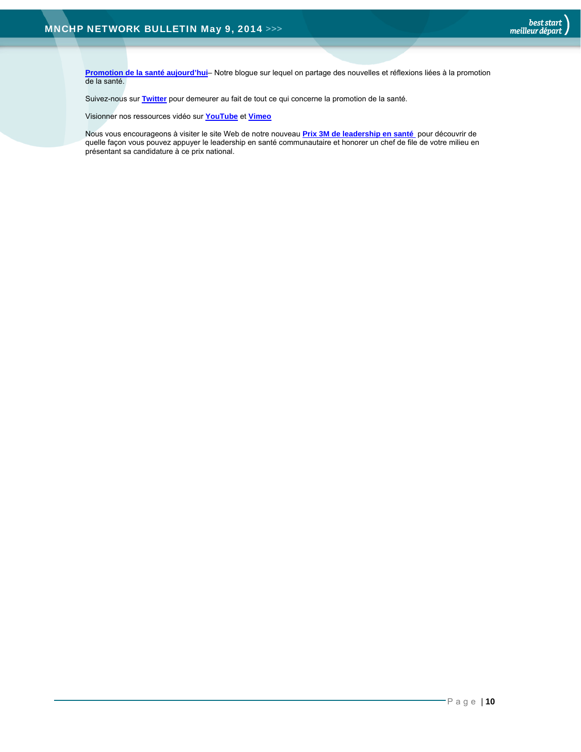**Promotion de la santé aujourd'hui**– Notre blogue sur lequel on partage des nouvelles et réflexions liées à la promotion de la santé.

Suivez-nous sur **Twitter** pour demeurer au fait de tout ce qui concerne la promotion de la santé.

Visionner nos ressources vidéo sur **YouTube** et **Vimeo**

Nous vous encourageons à visiter le site Web de notre nouveau **Prix 3M de leadership en santé** pour découvrir de quelle façon vous pouvez appuyer le leadership en santé communautaire et honorer un chef de file de votre milieu en présentant sa candidature à ce prix national.